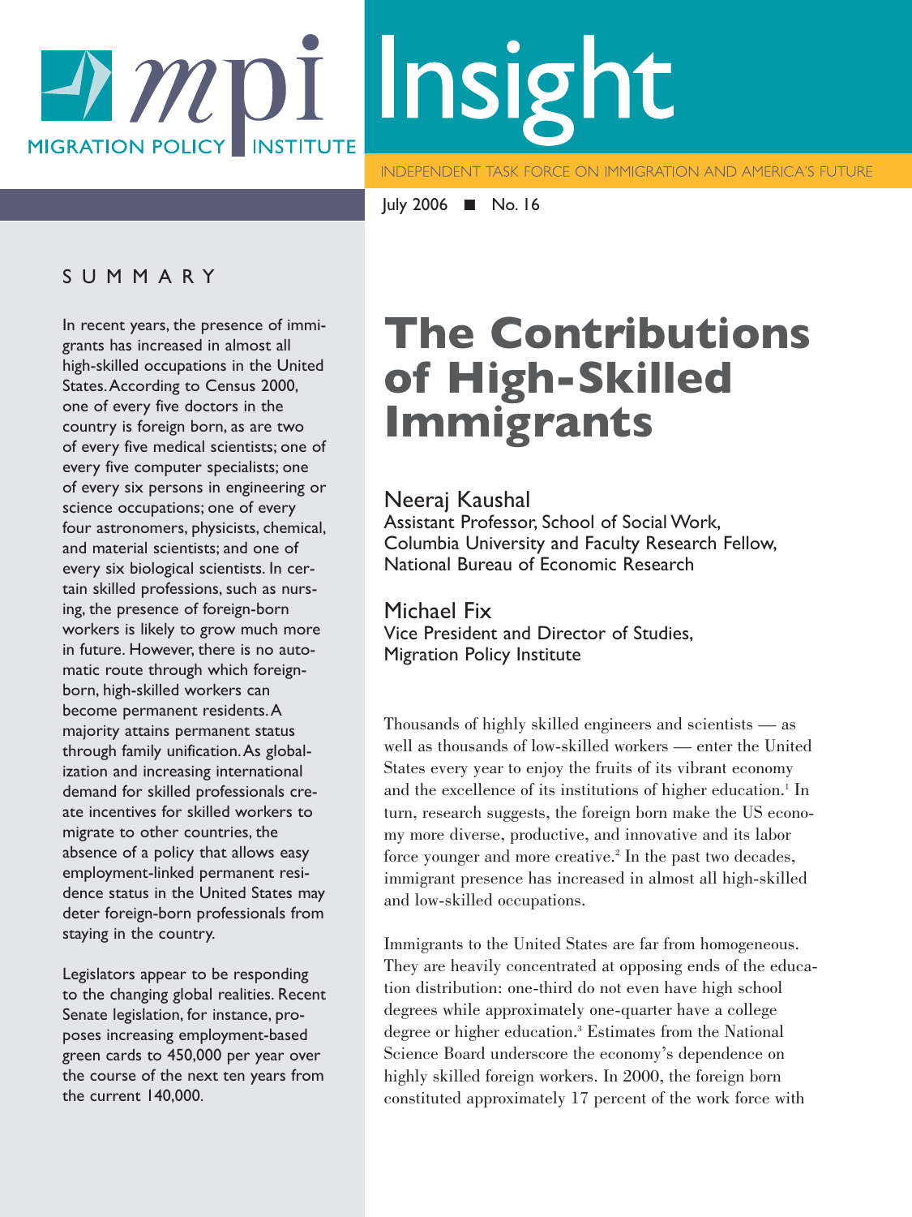MIGRATION POLICY INSTITUTE

# Insight

INDEPENDENT TASK FORCE ON IMMIGRATION AND AMERICA'S FUTURE

July 2006 ■ No. 16

## SUMMARY

In recent years, the presence of immigrants has increased in almost all high-skilled occupations in the United States. According to Census 2000, one of every five doctors in the country is foreign born, as are two of every five medical scientists; one of every five computer specialists; one of every six persons in engineering or science occupations; one of every four astronomers, physicists, chemical, and material scientists; and one of every six biological scientists. In certain skilled professions, such as nursing, the presence of foreign-born workers is likely to grow much more in future. However, there is no automatic route through which foreign-born, high-skilled workers can become permanent residents. A majority attains permanent status through family unification. As globalization and increasing international demand for skilled professionals create incentives for skilled workers to migrate to other countries, the absence of a policy that allows easy employment-linked permanent residence status in the United States may deter foreign-born professionals from staying in the country.

Legislators appear to be responding to the changing global realities. Recent Senate legislation, for instance, proposes increasing employment-based green cards to 450,000 per year over the course of the next ten years from the current 140,000.

# The Contributions of High-Skilled Immigrants

Neeraj Kaushal
Assistant Professor, School of Social Work, Columbia University and Faculty Research Fellow, National Bureau of Economic Research

Michael Fix
Vice President and Director of Studies, Migration Policy Institute

Thousands of highly skilled engineers and scientists — as well as thousands of low-skilled workers — enter the United States every year to enjoy the fruits of its vibrant economy and the excellence of its institutions of higher education.[1] In turn, research suggests, the foreign born make the US economy more diverse, productive, and innovative and its labor force younger and more creative.[2] In the past two decades, immigrant presence has increased in almost all high-skilled and low-skilled occupations.

Immigrants to the United States are far from homogeneous. They are heavily concentrated at opposing ends of the education distribution: one-third do not even have high school degrees while approximately one-quarter have a college degree or higher education.[3] Estimates from the National Science Board underscore the economy's dependence on highly skilled foreign workers. In 2000, the foreign born constituted approximately 17 percent of the work force with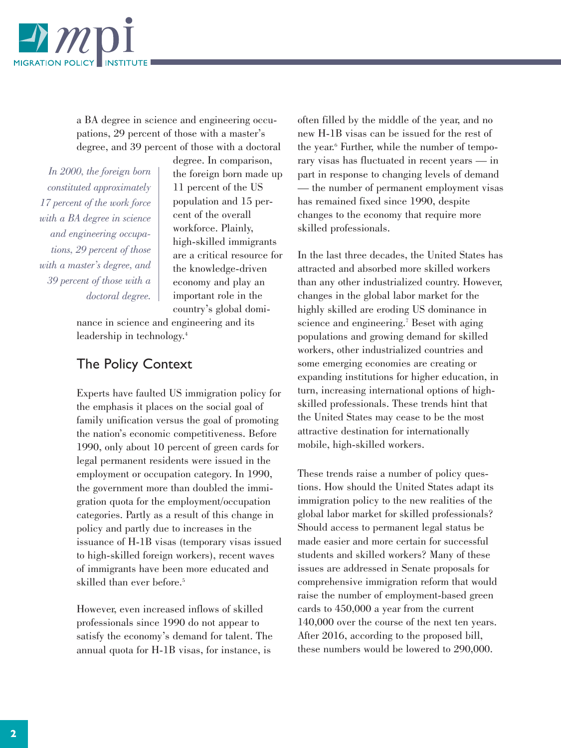a BA degree in science and engineering occupations, 29 percent of those with a master's degree, and 39 percent of those with a doctoral degree. In comparison, the foreign born made up 11 percent of the US population and 15 percent of the overall workforce. Plainly, high-skilled immigrants are a critical resource for the knowledge-driven economy and play an important role in the country's global dominance in science and engineering and its leadership in technology.[4]

*In 2000, the foreign born constituted approximately 17 percent of the work force with a BA degree in science and engineering occupations, 29 percent of those with a master's degree, and 39 percent of those with a doctoral degree.*

## The Policy Context

Experts have faulted US immigration policy for the emphasis it places on the social goal of family unification versus the goal of promoting the nation's economic competitiveness. Before 1990, only about 10 percent of green cards for legal permanent residents were issued in the employment or occupation category. In 1990, the government more than doubled the immigration quota for the employment/occupation categories. Partly as a result of this change in policy and partly due to increases in the issuance of H-1B visas (temporary visas issued to high-skilled foreign workers), recent waves of immigrants have been more educated and skilled than ever before.[5]

However, even increased inflows of skilled professionals since 1990 do not appear to satisfy the economy's demand for talent. The annual quota for H-1B visas, for instance, is often filled by the middle of the year, and no new H-1B visas can be issued for the rest of the year.[6] Further, while the number of temporary visas has fluctuated in recent years — in part in response to changing levels of demand — the number of permanent employment visas has remained fixed since 1990, despite changes to the economy that require more skilled professionals.

In the last three decades, the United States has attracted and absorbed more skilled workers than any other industrialized country. However, changes in the global labor market for the highly skilled are eroding US dominance in science and engineering.[7] Beset with aging populations and growing demand for skilled workers, other industrialized countries and some emerging economies are creating or expanding institutions for higher education, in turn, increasing international options of high-skilled professionals. These trends hint that the United States may cease to be the most attractive destination for internationally mobile, high-skilled workers.

These trends raise a number of policy questions. How should the United States adapt its immigration policy to the new realities of the global labor market for skilled professionals? Should access to permanent legal status be made easier and more certain for successful students and skilled workers? Many of these issues are addressed in Senate proposals for comprehensive immigration reform that would raise the number of employment-based green cards to 450,000 a year from the current 140,000 over the course of the next ten years. After 2016, according to the proposed bill, these numbers would be lowered to 290,000.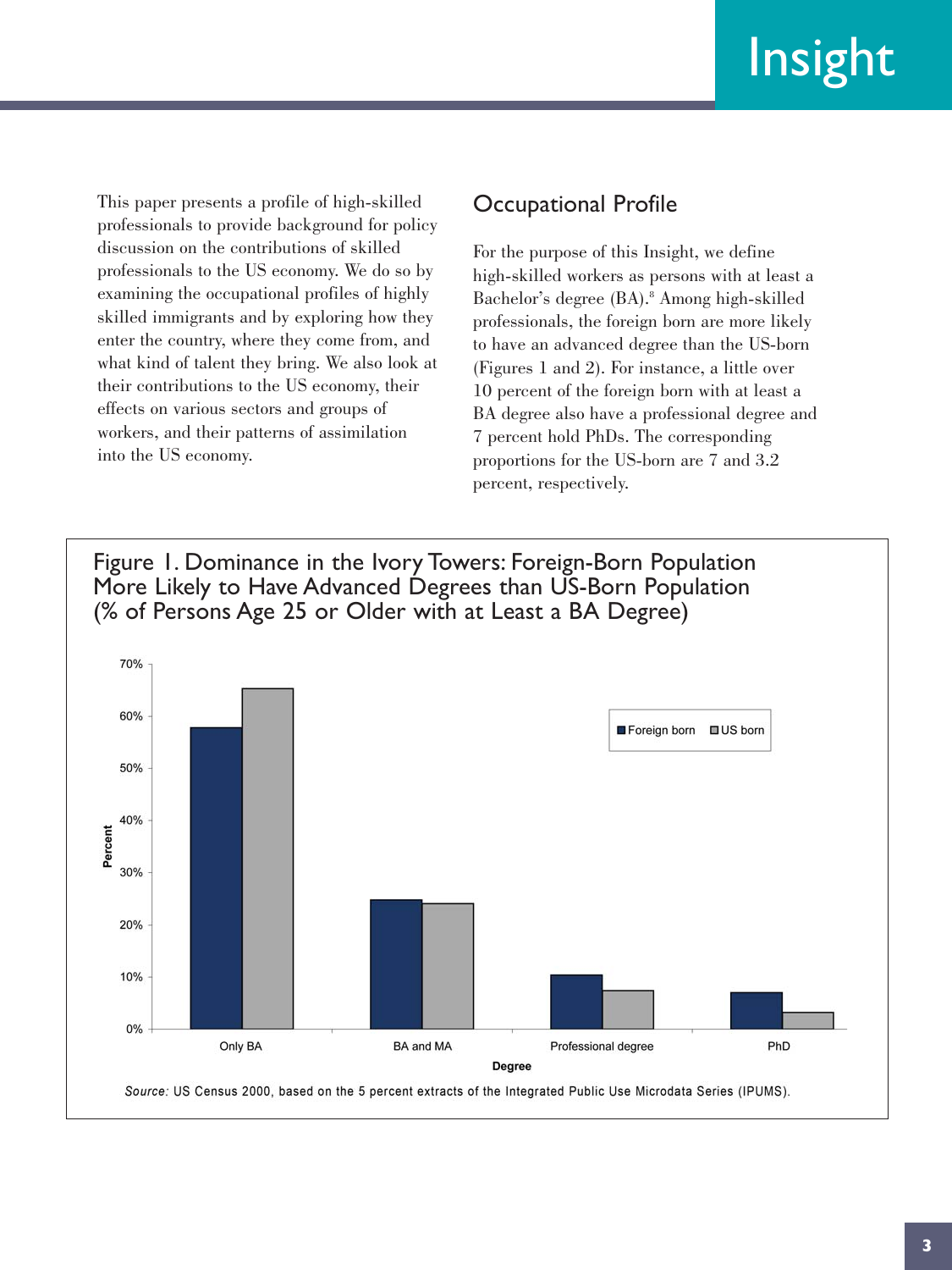This paper presents a profile of high-skilled professionals to provide background for policy discussion on the contributions of skilled professionals to the US economy. We do so by examining the occupational profiles of highly skilled immigrants and by exploring how they enter the country, where they come from, and what kind of talent they bring. We also look at their contributions to the US economy, their effects on various sectors and groups of workers, and their patterns of assimilation into the US economy.

## Occupational Profile

For the purpose of this Insight, we define high-skilled workers as persons with at least a Bachelor's degree (BA).[8] Among high-skilled professionals, the foreign born are more likely to have an advanced degree than the US-born (Figures 1 and 2). For instance, a little over 10 percent of the foreign born with at least a BA degree also have a professional degree and 7 percent hold PhDs. The corresponding proportions for the US-born are 7 and 3.2 percent, respectively.

Figure 1. Dominance in the Ivory Towers: Foreign-Born Population More Likely to Have Advanced Degrees than US-Born Population (% of Persons Age 25 or Older with at Least a BA Degree)

*Source:* US Census 2000, based on the 5 percent extracts of the Integrated Public Use Microdata Series (IPUMS).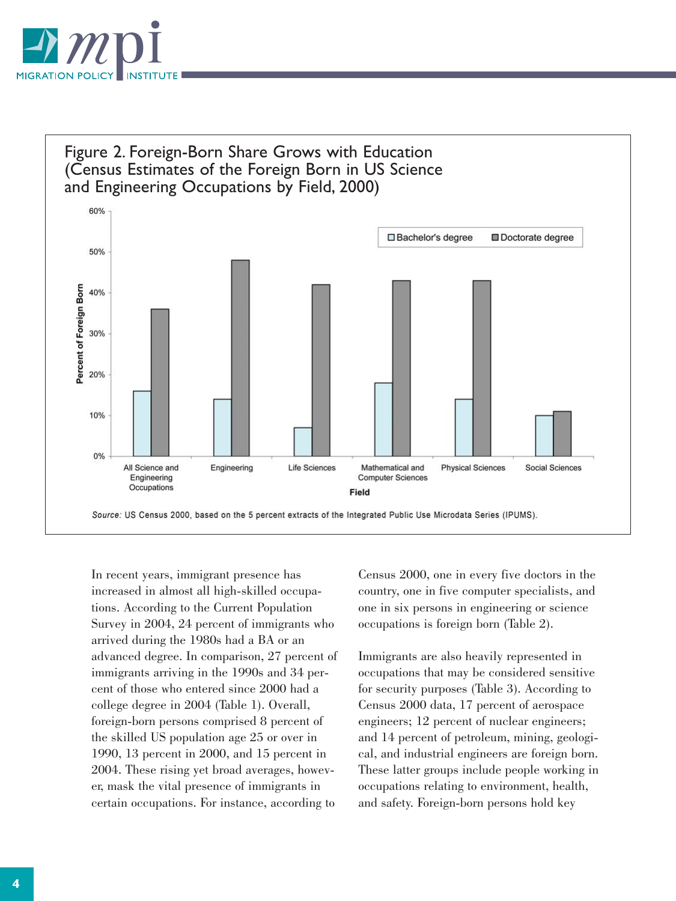**Figure 2. Foreign-Born Share Grows with Education (Census Estimates of the Foreign Born in US Science and Engineering Occupations by Field, 2000)**

*Source:* US Census 2000, based on the 5 percent extracts of the Integrated Public Use Microdata Series (IPUMS).

In recent years, immigrant presence has increased in almost all high-skilled occupations. According to the Current Population Survey in 2004, 24 percent of immigrants who arrived during the 1980s had a BA or an advanced degree. In comparison, 27 percent of immigrants arriving in the 1990s and 34 percent of those who entered since 2000 had a college degree in 2004 (Table 1). Overall, foreign-born persons comprised 8 percent of the skilled US population age 25 or over in 1990, 13 percent in 2000, and 15 percent in 2004. These rising yet broad averages, however, mask the vital presence of immigrants in certain occupations. For instance, according to Census 2000, one in every five doctors in the country, one in five computer specialists, and one in six persons in engineering or science occupations is foreign born (Table 2).

Immigrants are also heavily represented in occupations that may be considered sensitive for security purposes (Table 3). According to Census 2000 data, 17 percent of aerospace engineers; 12 percent of nuclear engineers; and 14 percent of petroleum, mining, geological, and industrial engineers are foreign born. These latter groups include people working in occupations relating to environment, health, and safety. Foreign-born persons hold key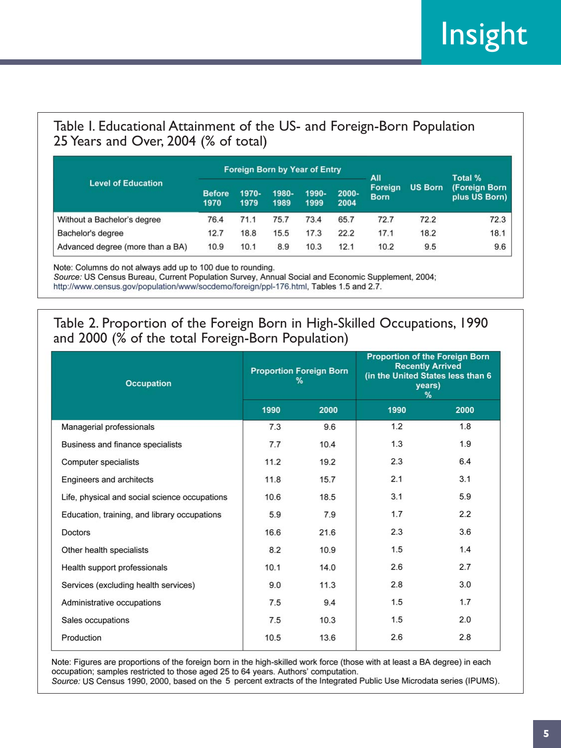Table I. Educational Attainment of the US- and Foreign-Born Population 25 Years and Over, 2004 (% of total)

| Level of Education | Foreign Born by Year of Entry | | | | | All Foreign Born | US Born | Total % (Foreign Born plus US Born) |
|---|---|---|---|---|---|---|---|---|
| | Before 1970 | 1970-1979 | 1980-1989 | 1990-1999 | 2000-2004 | | | |
| Without a Bachelor's degree | 76.4 | 71.1 | 75.7 | 73.4 | 65.7 | 72.7 | 72.2 | 72.3 |
| Bachelor's degree | 12.7 | 18.8 | 15.5 | 17.3 | 22.2 | 17.1 | 18.2 | 18.1 |
| Advanced degree (more than a BA) | 10.9 | 10.1 | 8.9 | 10.3 | 12.1 | 10.2 | 9.5 | 9.6 |

Note: Columns do not always add up to 100 due to rounding.
*Source:* US Census Bureau, Current Population Survey, Annual Social and Economic Supplement, 2004; http://www.census.gov/population/www/socdemo/foreign/ppl-176.html, Tables 1.5 and 2.7.

Table 2. Proportion of the Foreign Born in High-Skilled Occupations, 1990 and 2000 (% of the total Foreign-Born Population)

| Occupation | Proportion Foreign Born % | | Proportion of the Foreign Born Recently Arrived (in the United States less than 6 years) % | |
|---|---|---|---|---|
| | 1990 | 2000 | 1990 | 2000 |
| Managerial professionals | 7.3 | 9.6 | 1.2 | 1.8 |
| Business and finance specialists | 7.7 | 10.4 | 1.3 | 1.9 |
| Computer specialists | 11.2 | 19.2 | 2.3 | 6.4 |
| Engineers and architects | 11.8 | 15.7 | 2.1 | 3.1 |
| Life, physical and social science occupations | 10.6 | 18.5 | 3.1 | 5.9 |
| Education, training, and library occupations | 5.9 | 7.9 | 1.7 | 2.2 |
| Doctors | 16.6 | 21.6 | 2.3 | 3.6 |
| Other health specialists | 8.2 | 10.9 | 1.5 | 1.4 |
| Health support professionals | 10.1 | 14.0 | 2.6 | 2.7 |
| Services (excluding health services) | 9.0 | 11.3 | 2.8 | 3.0 |
| Administrative occupations | 7.5 | 9.4 | 1.5 | 1.7 |
| Sales occupations | 7.5 | 10.3 | 1.5 | 2.0 |
| Production | 10.5 | 13.6 | 2.6 | 2.8 |

Note: Figures are proportions of the foreign born in the high-skilled work force (those with at least a BA degree) in each occupation; samples restricted to those aged 25 to 64 years. Authors' computation.
*Source:* US Census 1990, 2000, based on the 5 percent extracts of the Integrated Public Use Microdata series (IPUMS).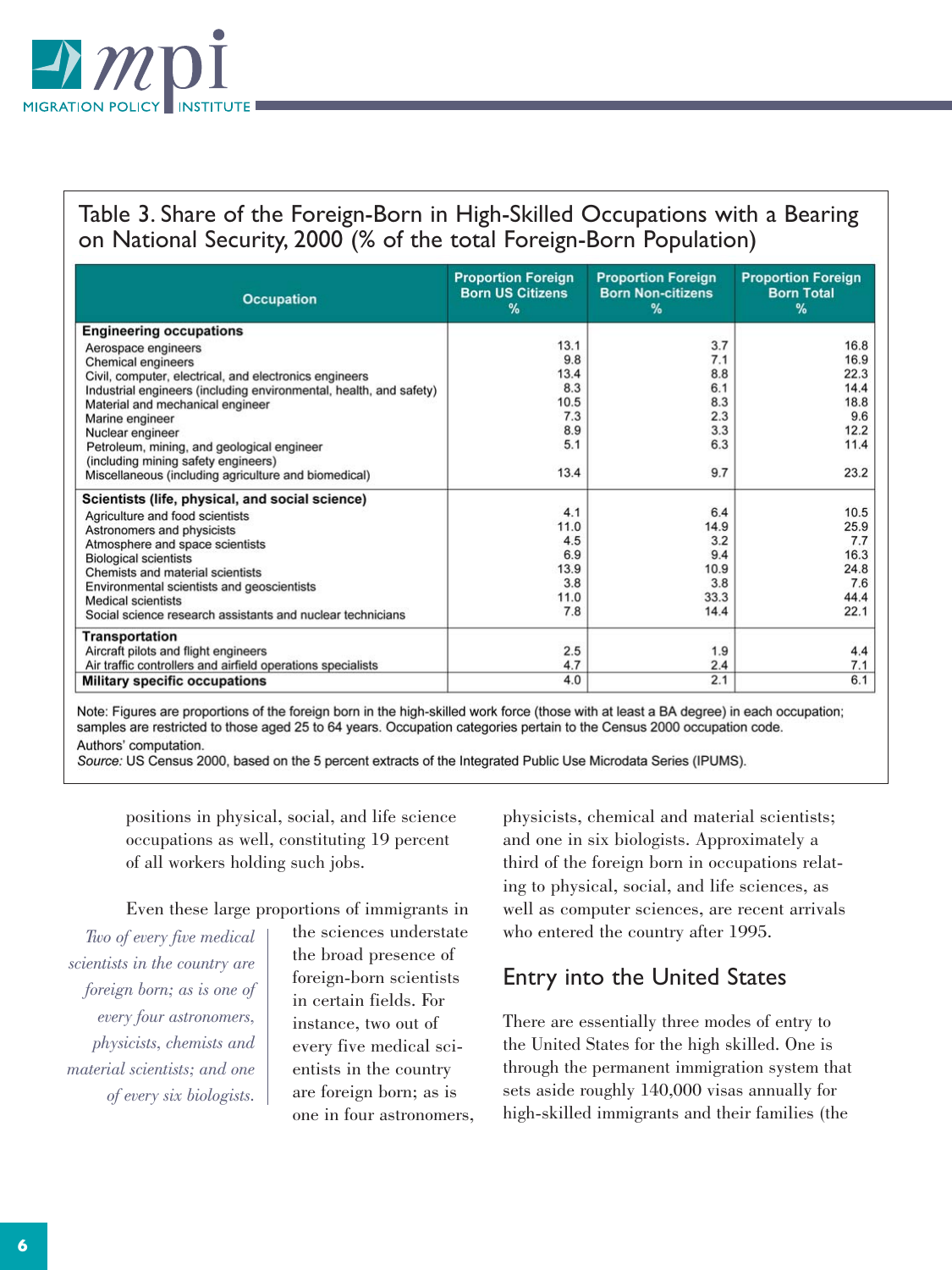Table 3. Share of the Foreign-Born in High-Skilled Occupations with a Bearing on National Security, 2000 (% of the total Foreign-Born Population)

| Occupation | Proportion Foreign Born US Citizens % | Proportion Foreign Born Non-citizens % | Proportion Foreign Born Total % |
|---|---|---|---|
| **Engineering occupations** | | | |
| Aerospace engineers | 13.1 | 3.7 | 16.8 |
| Chemical engineers | 9.8 | 7.1 | 16.9 |
| Civil, computer, electrical, and electronics engineers | 13.4 | 8.8 | 22.3 |
| Industrial engineers (including environmental, health, and safety) | 8.3 | 6.1 | 14.4 |
| Material and mechanical engineer | 10.5 | 8.3 | 18.8 |
| Marine engineer | 7.3 | 2.3 | 9.6 |
| Nuclear engineer | 8.9 | 3.3 | 12.2 |
| Petroleum, mining, and geological engineer (including mining safety engineers) | 5.1 | 6.3 | 11.4 |
| Miscellaneous (including agriculture and biomedical) | 13.4 | 9.7 | 23.2 |
| **Scientists (life, physical, and social science)** | | | |
| Agriculture and food scientists | 4.1 | 6.4 | 10.5 |
| Astronomers and physicists | 11.0 | 14.9 | 25.9 |
| Atmosphere and space scientists | 4.5 | 3.2 | 7.7 |
| Biological scientists | 6.9 | 9.4 | 16.3 |
| Chemists and material scientists | 13.9 | 10.9 | 24.8 |
| Environmental scientists and geoscientists | 3.8 | 3.8 | 7.6 |
| Medical scientists | 11.0 | 33.3 | 44.4 |
| Social science research assistants and nuclear technicians | 7.8 | 14.4 | 22.1 |
| **Transportation** | | | |
| Aircraft pilots and flight engineers | 2.5 | 1.9 | 4.4 |
| Air traffic controllers and airfield operations specialists | 4.7 | 2.4 | 7.1 |
| **Military specific occupations** | 4.0 | 2.1 | 6.1 |

Note: Figures are proportions of the foreign born in the high-skilled work force (those with at least a BA degree) in each occupation; samples are restricted to those aged 25 to 64 years. Occupation categories pertain to the Census 2000 occupation code.

Authors' computation.

*Source:* US Census 2000, based on the 5 percent extracts of the Integrated Public Use Microdata Series (IPUMS).

positions in physical, social, and life science occupations as well, constituting 19 percent of all workers holding such jobs.

*Two of every five medical scientists in the country are foreign born; as is one of every four astronomers, physicists, chemists and material scientists; and one of every six biologists.*

Even these large proportions of immigrants in the sciences understate the broad presence of foreign-born scientists in certain fields. For instance, two out of every five medical scientists in the country are foreign born; as is one in four astronomers, physicists, chemical and material scientists; and one in six biologists. Approximately a third of the foreign born in occupations relating to physical, social, and life sciences, as well as computer sciences, are recent arrivals who entered the country after 1995.

## Entry into the United States

There are essentially three modes of entry to the United States for the high skilled. One is through the permanent immigration system that sets aside roughly 140,000 visas annually for high-skilled immigrants and their families (the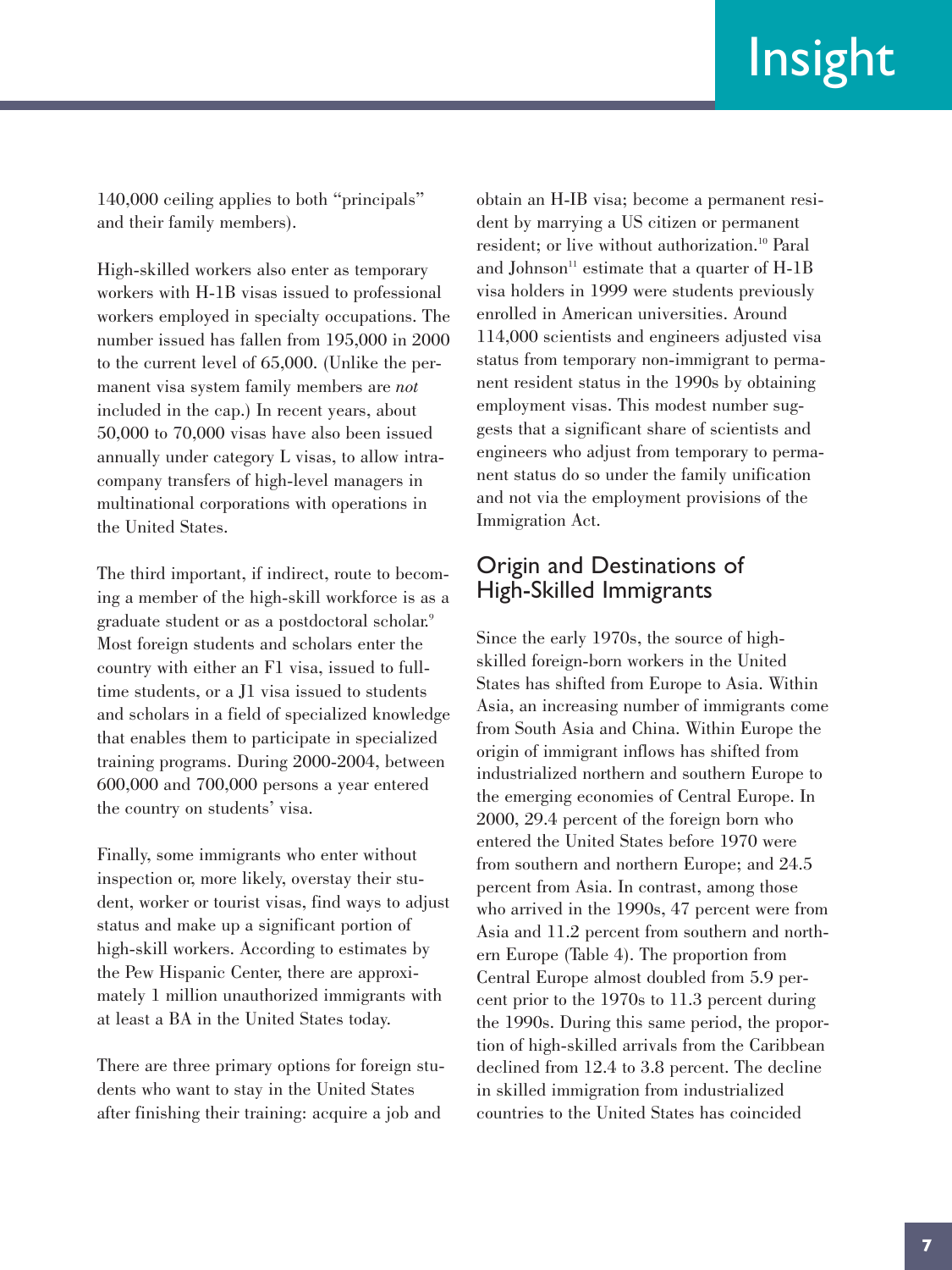140,000 ceiling applies to both "principals" and their family members).

High-skilled workers also enter as temporary workers with H-1B visas issued to professional workers employed in specialty occupations. The number issued has fallen from 195,000 in 2000 to the current level of 65,000. (Unlike the permanent visa system family members are *not* included in the cap.) In recent years, about 50,000 to 70,000 visas have also been issued annually under category L visas, to allow intra-company transfers of high-level managers in multinational corporations with operations in the United States.

The third important, if indirect, route to becoming a member of the high-skill workforce is as a graduate student or as a postdoctoral scholar.[9] Most foreign students and scholars enter the country with either an F1 visa, issued to full-time students, or a J1 visa issued to students and scholars in a field of specialized knowledge that enables them to participate in specialized training programs. During 2000-2004, between 600,000 and 700,000 persons a year entered the country on students' visa.

Finally, some immigrants who enter without inspection or, more likely, overstay their student, worker or tourist visas, find ways to adjust status and make up a significant portion of high-skill workers. According to estimates by the Pew Hispanic Center, there are approximately 1 million unauthorized immigrants with at least a BA in the United States today.

There are three primary options for foreign students who want to stay in the United States after finishing their training: acquire a job and obtain an H-IB visa; become a permanent resident by marrying a US citizen or permanent resident; or live without authorization.[10] Paral and Johnson[11] estimate that a quarter of H-1B visa holders in 1999 were students previously enrolled in American universities. Around 114,000 scientists and engineers adjusted visa status from temporary non-immigrant to permanent resident status in the 1990s by obtaining employment visas. This modest number suggests that a significant share of scientists and engineers who adjust from temporary to permanent status do so under the family unification and not via the employment provisions of the Immigration Act.

## Origin and Destinations of High-Skilled Immigrants

Since the early 1970s, the source of high-skilled foreign-born workers in the United States has shifted from Europe to Asia. Within Asia, an increasing number of immigrants come from South Asia and China. Within Europe the origin of immigrant inflows has shifted from industrialized northern and southern Europe to the emerging economies of Central Europe. In 2000, 29.4 percent of the foreign born who entered the United States before 1970 were from southern and northern Europe; and 24.5 percent from Asia. In contrast, among those who arrived in the 1990s, 47 percent were from Asia and 11.2 percent from southern and northern Europe (Table 4). The proportion from Central Europe almost doubled from 5.9 percent prior to the 1970s to 11.3 percent during the 1990s. During this same period, the proportion of high-skilled arrivals from the Caribbean declined from 12.4 to 3.8 percent. The decline in skilled immigration from industrialized countries to the United States has coincided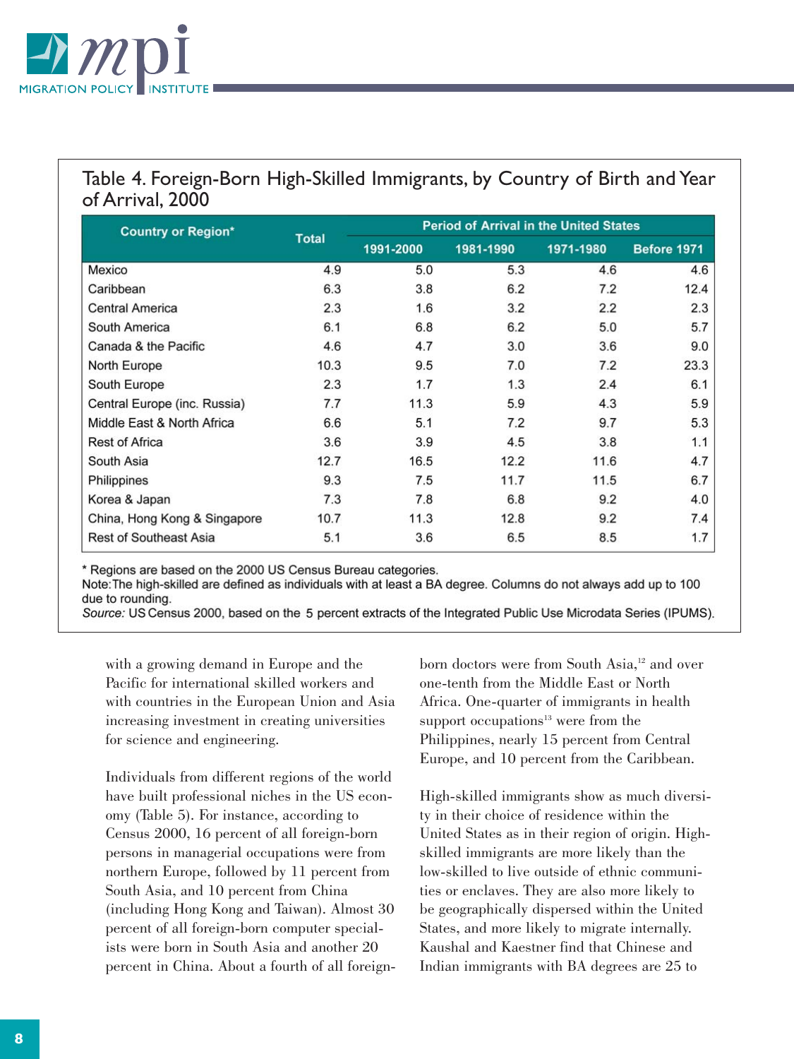### Table 4. Foreign-Born High-Skilled Immigrants, by Country of Birth and Year of Arrival, 2000

| Country or Region* | Total | Period of Arrival in the United States | | | |
|---|---|---|---|---|---|
| | | 1991-2000 | 1981-1990 | 1971-1980 | Before 1971 |
| Mexico | 4.9 | 5.0 | 5.3 | 4.6 | 4.6 |
| Caribbean | 6.3 | 3.8 | 6.2 | 7.2 | 12.4 |
| Central America | 2.3 | 1.6 | 3.2 | 2.2 | 2.3 |
| South America | 6.1 | 6.8 | 6.2 | 5.0 | 5.7 |
| Canada & the Pacific | 4.6 | 4.7 | 3.0 | 3.6 | 9.0 |
| North Europe | 10.3 | 9.5 | 7.0 | 7.2 | 23.3 |
| South Europe | 2.3 | 1.7 | 1.3 | 2.4 | 6.1 |
| Central Europe (inc. Russia) | 7.7 | 11.3 | 5.9 | 4.3 | 5.9 |
| Middle East & North Africa | 6.6 | 5.1 | 7.2 | 9.7 | 5.3 |
| Rest of Africa | 3.6 | 3.9 | 4.5 | 3.8 | 1.1 |
| South Asia | 12.7 | 16.5 | 12.2 | 11.6 | 4.7 |
| Philippines | 9.3 | 7.5 | 11.7 | 11.5 | 6.7 |
| Korea & Japan | 7.3 | 7.8 | 6.8 | 9.2 | 4.0 |
| China, Hong Kong & Singapore | 10.7 | 11.3 | 12.8 | 9.2 | 7.4 |
| Rest of Southeast Asia | 5.1 | 3.6 | 6.5 | 8.5 | 1.7 |

* Regions are based on the 2000 US Census Bureau categories.
Note: The high-skilled are defined as individuals with at least a BA degree. Columns do not always add up to 100 due to rounding.
*Source:* US Census 2000, based on the 5 percent extracts of the Integrated Public Use Microdata Series (IPUMS).

with a growing demand in Europe and the Pacific for international skilled workers and with countries in the European Union and Asia increasing investment in creating universities for science and engineering.

Individuals from different regions of the world have built professional niches in the US economy (Table 5). For instance, according to Census 2000, 16 percent of all foreign-born persons in managerial occupations were from northern Europe, followed by 11 percent from South Asia, and 10 percent from China (including Hong Kong and Taiwan). Almost 30 percent of all foreign-born computer specialists were born in South Asia and another 20 percent in China. About a fourth of all foreign-born doctors were from South Asia,[12] and over one-tenth from the Middle East or North Africa. One-quarter of immigrants in health support occupations[13] were from the Philippines, nearly 15 percent from Central Europe, and 10 percent from the Caribbean.

High-skilled immigrants show as much diversity in their choice of residence within the United States as in their region of origin. High-skilled immigrants are more likely than the low-skilled to live outside of ethnic communities or enclaves. They are also more likely to be geographically dispersed within the United States, and more likely to migrate internally. Kaushal and Kaestner find that Chinese and Indian immigrants with BA degrees are 25 to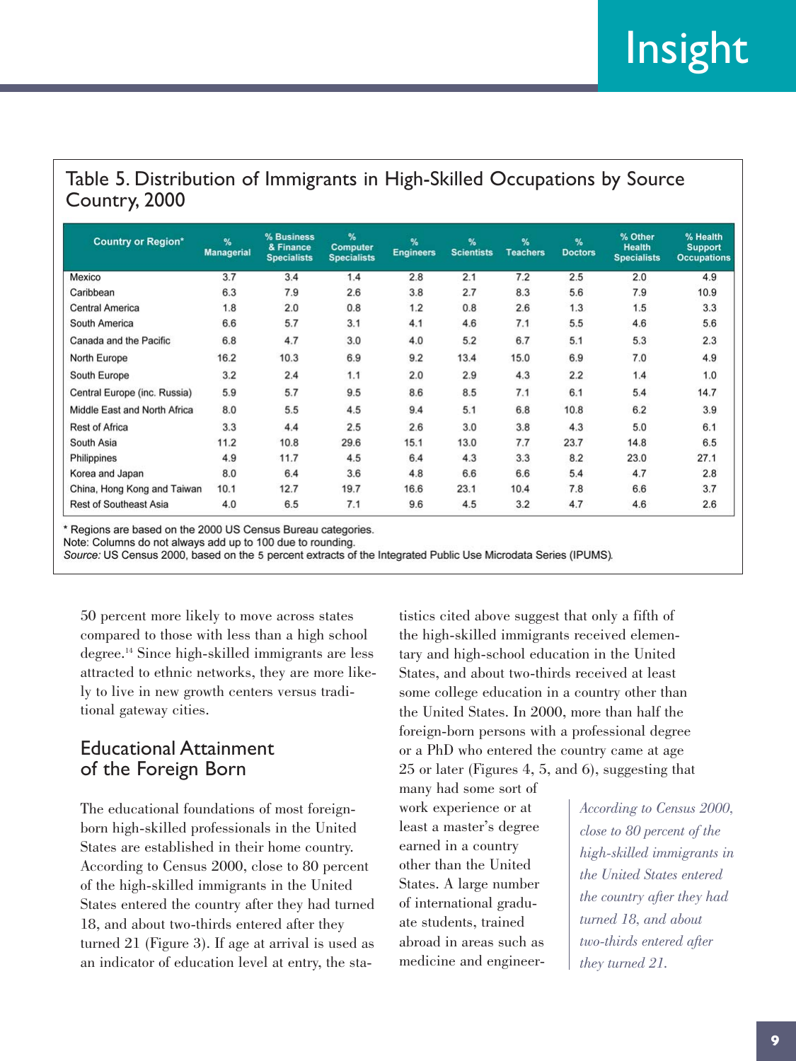## Table 5. Distribution of Immigrants in High-Skilled Occupations by Source Country, 2000

| Country or Region* | % Managerial | % Business & Finance Specialists | % Computer Specialists | % Engineers | % Scientists | % Teachers | % Doctors | % Other Health Specialists | % Health Support Occupations |
|---|---|---|---|---|---|---|---|---|---|
| Mexico | 3.7 | 3.4 | 1.4 | 2.8 | 2.1 | 7.2 | 2.5 | 2.0 | 4.9 |
| Caribbean | 6.3 | 7.9 | 2.6 | 3.8 | 2.7 | 8.3 | 5.6 | 7.9 | 10.9 |
| Central America | 1.8 | 2.0 | 0.8 | 1.2 | 0.8 | 2.6 | 1.3 | 1.5 | 3.3 |
| South America | 6.6 | 5.7 | 3.1 | 4.1 | 4.6 | 7.1 | 5.5 | 4.6 | 5.6 |
| Canada and the Pacific | 6.8 | 4.7 | 3.0 | 4.0 | 5.2 | 6.7 | 5.1 | 5.3 | 2.3 |
| North Europe | 16.2 | 10.3 | 6.9 | 9.2 | 13.4 | 15.0 | 6.9 | 7.0 | 4.9 |
| South Europe | 3.2 | 2.4 | 1.1 | 2.0 | 2.9 | 4.3 | 2.2 | 1.4 | 1.0 |
| Central Europe (inc. Russia) | 5.9 | 5.7 | 9.5 | 8.6 | 8.5 | 7.1 | 6.1 | 5.4 | 14.7 |
| Middle East and North Africa | 8.0 | 5.5 | 4.5 | 9.4 | 5.1 | 6.8 | 10.8 | 6.2 | 3.9 |
| Rest of Africa | 3.3 | 4.4 | 2.5 | 2.6 | 3.0 | 3.8 | 4.3 | 5.0 | 6.1 |
| South Asia | 11.2 | 10.8 | 29.6 | 15.1 | 13.0 | 7.7 | 23.7 | 14.8 | 6.5 |
| Philippines | 4.9 | 11.7 | 4.5 | 6.4 | 4.3 | 3.3 | 8.2 | 23.0 | 27.1 |
| Korea and Japan | 8.0 | 6.4 | 3.6 | 4.8 | 6.6 | 6.6 | 5.4 | 4.7 | 2.8 |
| China, Hong Kong and Taiwan | 10.1 | 12.7 | 19.7 | 16.6 | 23.1 | 10.4 | 7.8 | 6.6 | 3.7 |
| Rest of Southeast Asia | 4.0 | 6.5 | 7.1 | 9.6 | 4.5 | 3.2 | 4.7 | 4.6 | 2.6 |

* Regions are based on the 2000 US Census Bureau categories.
Note: Columns do not always add up to 100 due to rounding.
*Source:* US Census 2000, based on the 5 percent extracts of the Integrated Public Use Microdata Series (IPUMS).

50 percent more likely to move across states compared to those with less than a high school degree.[14] Since high-skilled immigrants are less attracted to ethnic networks, they are more likely to live in new growth centers versus traditional gateway cities.

## Educational Attainment of the Foreign Born

The educational foundations of most foreign-born high-skilled professionals in the United States are established in their home country. According to Census 2000, close to 80 percent of the high-skilled immigrants in the United States entered the country after they had turned 18, and about two-thirds entered after they turned 21 (Figure 3). If age at arrival is used as an indicator of education level at entry, the statistics cited above suggest that only a fifth of the high-skilled immigrants received elementary and high-school education in the United States, and about two-thirds received at least some college education in a country other than the United States. In 2000, more than half the foreign-born persons with a professional degree or a PhD who entered the country came at age 25 or later (Figures 4, 5, and 6), suggesting that many had some sort of work experience or at least a master's degree earned in a country other than the United States. A large number of international graduate students, trained abroad in areas such as medicine and engineer-

*According to Census 2000, close to 80 percent of the high-skilled immigrants in the United States entered the country after they had turned 18, and about two-thirds entered after they turned 21.*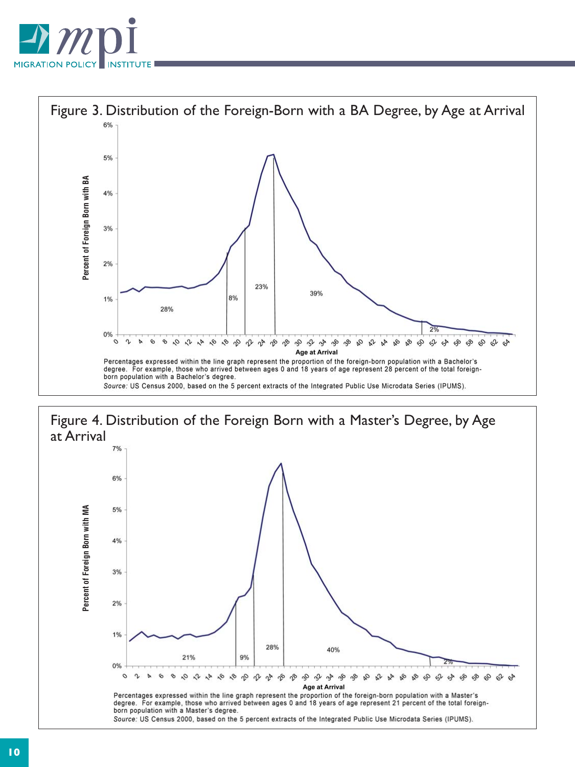Figure 3. Distribution of the Foreign-Born with a BA Degree, by Age at Arrival

Percentages expressed within the line graph represent the proportion of the foreign-born population with a Bachelor's degree. For example, those who arrived between ages 0 and 18 years of age represent 28 percent of the total foreign-born population with a Bachelor's degree.

*Source:* US Census 2000, based on the 5 percent extracts of the Integrated Public Use Microdata Series (IPUMS).

Figure 4. Distribution of the Foreign Born with a Master's Degree, by Age at Arrival

Percentages expressed within the line graph represent the proportion of the foreign-born population with a Master's degree. For example, those who arrived between ages 0 and 18 years of age represent 21 percent of the total foreign-born population with a Master's degree.

*Source:* US Census 2000, based on the 5 percent extracts of the Integrated Public Use Microdata Series (IPUMS).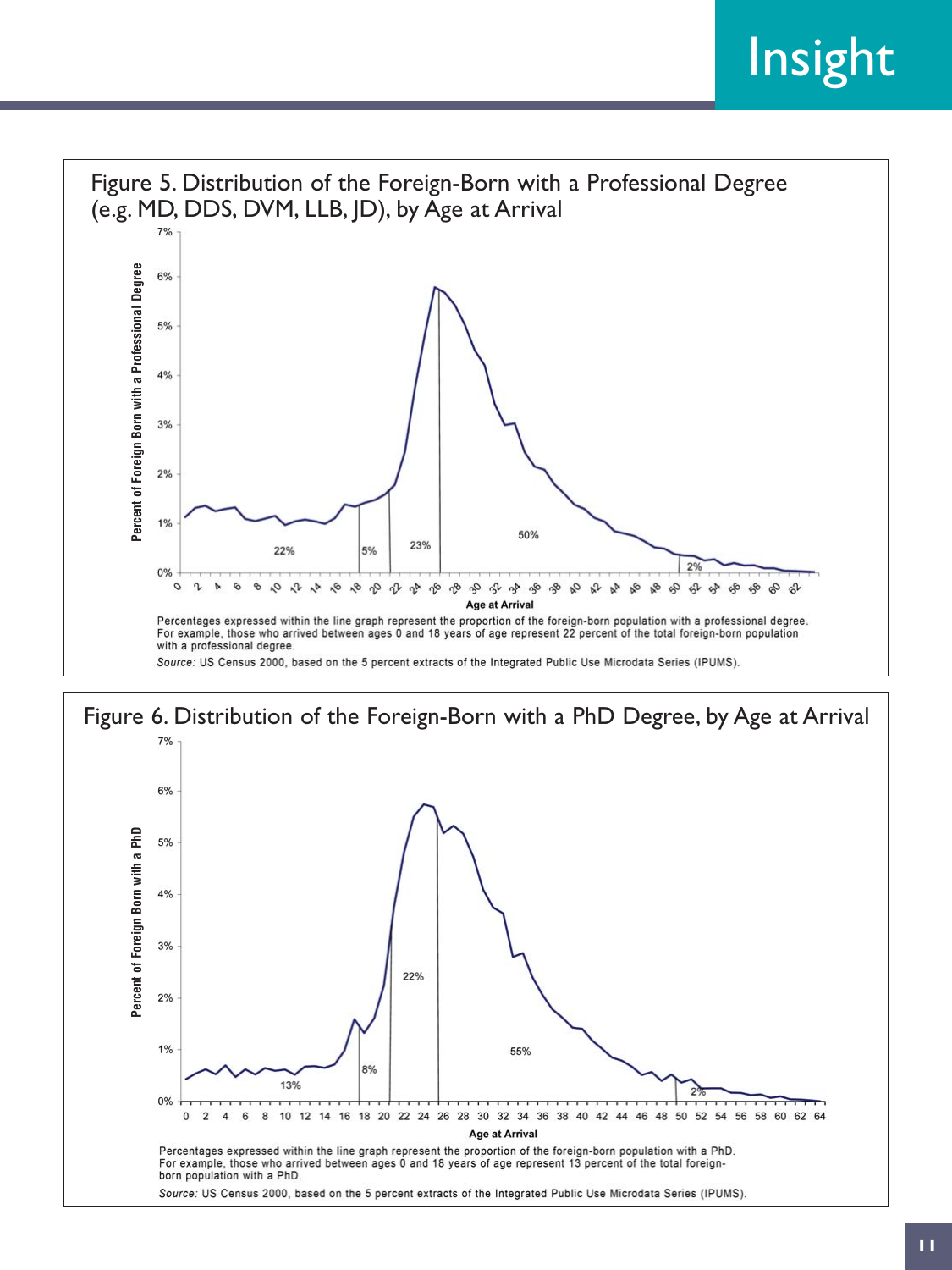Figure 5. Distribution of the Foreign-Born with a Professional Degree (e.g. MD, DDS, DVM, LLB, JD), by Age at Arrival

Percentages expressed within the line graph represent the proportion of the foreign-born population with a professional degree. For example, those who arrived between ages 0 and 18 years of age represent 22 percent of the total foreign-born population with a professional degree.

*Source:* US Census 2000, based on the 5 percent extracts of the Integrated Public Use Microdata Series (IPUMS).

Figure 6. Distribution of the Foreign-Born with a PhD Degree, by Age at Arrival

Percentages expressed within the line graph represent the proportion of the foreign-born population with a PhD. For example, those who arrived between ages 0 and 18 years of age represent 13 percent of the total foreign-born population with a PhD.

*Source:* US Census 2000, based on the 5 percent extracts of the Integrated Public Use Microdata Series (IPUMS).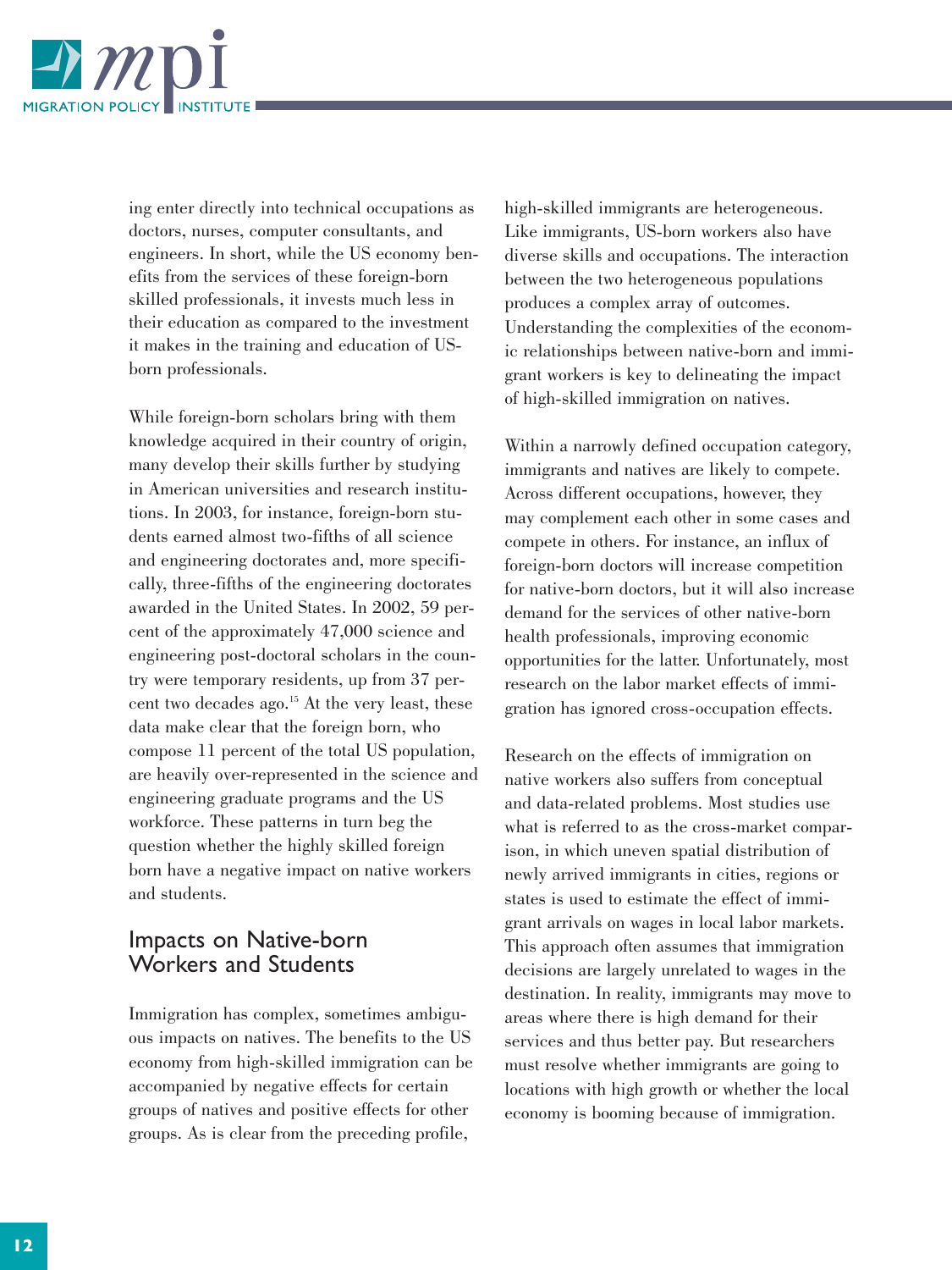ing enter directly into technical occupations as doctors, nurses, computer consultants, and engineers. In short, while the US economy benefits from the services of these foreign-born skilled professionals, it invests much less in their education as compared to the investment it makes in the training and education of US-born professionals.

While foreign-born scholars bring with them knowledge acquired in their country of origin, many develop their skills further by studying in American universities and research institutions. In 2003, for instance, foreign-born students earned almost two-fifths of all science and engineering doctorates and, more specifically, three-fifths of the engineering doctorates awarded in the United States. In 2002, 59 percent of the approximately 47,000 science and engineering post-doctoral scholars in the country were temporary residents, up from 37 percent two decades ago.[15] At the very least, these data make clear that the foreign born, who compose 11 percent of the total US population, are heavily over-represented in the science and engineering graduate programs and the US workforce. These patterns in turn beg the question whether the highly skilled foreign born have a negative impact on native workers and students.

## Impacts on Native-born Workers and Students

Immigration has complex, sometimes ambiguous impacts on natives. The benefits to the US economy from high-skilled immigration can be accompanied by negative effects for certain groups of natives and positive effects for other groups. As is clear from the preceding profile, high-skilled immigrants are heterogeneous. Like immigrants, US-born workers also have diverse skills and occupations. The interaction between the two heterogeneous populations produces a complex array of outcomes. Understanding the complexities of the economic relationships between native-born and immigrant workers is key to delineating the impact of high-skilled immigration on natives.

Within a narrowly defined occupation category, immigrants and natives are likely to compete. Across different occupations, however, they may complement each other in some cases and compete in others. For instance, an influx of foreign-born doctors will increase competition for native-born doctors, but it will also increase demand for the services of other native-born health professionals, improving economic opportunities for the latter. Unfortunately, most research on the labor market effects of immigration has ignored cross-occupation effects.

Research on the effects of immigration on native workers also suffers from conceptual and data-related problems. Most studies use what is referred to as the cross-market comparison, in which uneven spatial distribution of newly arrived immigrants in cities, regions or states is used to estimate the effect of immigrant arrivals on wages in local labor markets. This approach often assumes that immigration decisions are largely unrelated to wages in the destination. In reality, immigrants may move to areas where there is high demand for their services and thus better pay. But researchers must resolve whether immigrants are going to locations with high growth or whether the local economy is booming because of immigration.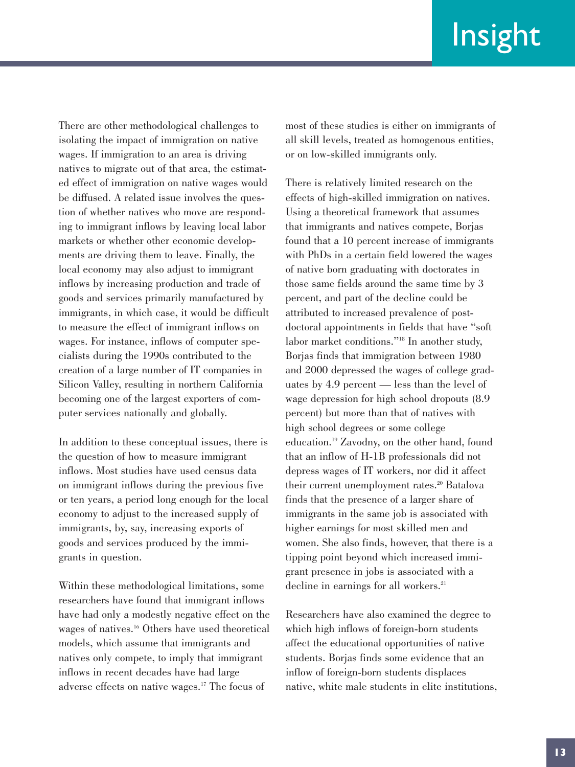There are other methodological challenges to isolating the impact of immigration on native wages. If immigration to an area is driving natives to migrate out of that area, the estimated effect of immigration on native wages would be diffused. A related issue involves the question of whether natives who move are responding to immigrant inflows by leaving local labor markets or whether other economic developments are driving them to leave. Finally, the local economy may also adjust to immigrant inflows by increasing production and trade of goods and services primarily manufactured by immigrants, in which case, it would be difficult to measure the effect of immigrant inflows on wages. For instance, inflows of computer specialists during the 1990s contributed to the creation of a large number of IT companies in Silicon Valley, resulting in northern California becoming one of the largest exporters of computer services nationally and globally.

In addition to these conceptual issues, there is the question of how to measure immigrant inflows. Most studies have used census data on immigrant inflows during the previous five or ten years, a period long enough for the local economy to adjust to the increased supply of immigrants, by, say, increasing exports of goods and services produced by the immigrants in question.

Within these methodological limitations, some researchers have found that immigrant inflows have had only a modestly negative effect on the wages of natives.[16] Others have used theoretical models, which assume that immigrants and natives only compete, to imply that immigrant inflows in recent decades have had large adverse effects on native wages.[17] The focus of most of these studies is either on immigrants of all skill levels, treated as homogenous entities, or on low-skilled immigrants only.

There is relatively limited research on the effects of high-skilled immigration on natives. Using a theoretical framework that assumes that immigrants and natives compete, Borjas found that a 10 percent increase of immigrants with PhDs in a certain field lowered the wages of native born graduating with doctorates in those same fields around the same time by 3 percent, and part of the decline could be attributed to increased prevalence of post-doctoral appointments in fields that have "soft labor market conditions."[18] In another study, Borjas finds that immigration between 1980 and 2000 depressed the wages of college graduates by 4.9 percent — less than the level of wage depression for high school dropouts (8.9 percent) but more than that of natives with high school degrees or some college education.[19] Zavodny, on the other hand, found that an inflow of H-1B professionals did not depress wages of IT workers, nor did it affect their current unemployment rates.[20] Batalova finds that the presence of a larger share of immigrants in the same job is associated with higher earnings for most skilled men and women. She also finds, however, that there is a tipping point beyond which increased immigrant presence in jobs is associated with a decline in earnings for all workers.[21]

Researchers have also examined the degree to which high inflows of foreign-born students affect the educational opportunities of native students. Borjas finds some evidence that an inflow of foreign-born students displaces native, white male students in elite institutions,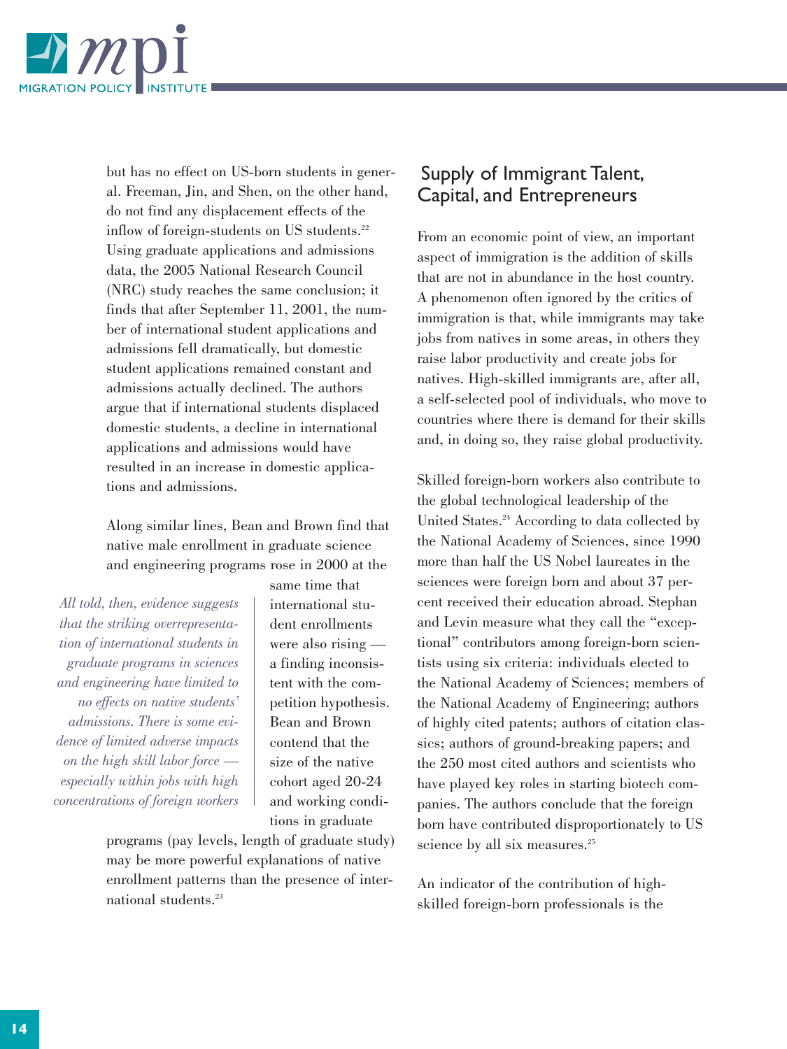but has no effect on US-born students in general. Freeman, Jin, and Shen, on the other hand, do not find any displacement effects of the inflow of foreign-students on US students.[22] Using graduate applications and admissions data, the 2005 National Research Council (NRC) study reaches the same conclusion; it finds that after September 11, 2001, the number of international student applications and admissions fell dramatically, but domestic student applications remained constant and admissions actually declined. The authors argue that if international students displaced domestic students, a decline in international applications and admissions would have resulted in an increase in domestic applications and admissions.

Along similar lines, Bean and Brown find that native male enrollment in graduate science and engineering programs rose in 2000 at the same time that international student enrollments were also rising — a finding inconsistent with the competition hypothesis. Bean and Brown contend that the size of the native cohort aged 20-24 and working conditions in graduate programs (pay levels, length of graduate study) may be more powerful explanations of native enrollment patterns than the presence of international students.[23]

*All told, then, evidence suggests that the striking overrepresentation of international students in graduate programs in sciences and engineering have limited to no effects on native students' admissions. There is some evidence of limited adverse impacts on the high skill labor force — especially within jobs with high concentrations of foreign workers*

## Supply of Immigrant Talent, Capital, and Entrepreneurs

From an economic point of view, an important aspect of immigration is the addition of skills that are not in abundance in the host country. A phenomenon often ignored by the critics of immigration is that, while immigrants may take jobs from natives in some areas, in others they raise labor productivity and create jobs for natives. High-skilled immigrants are, after all, a self-selected pool of individuals, who move to countries where there is demand for their skills and, in doing so, they raise global productivity.

Skilled foreign-born workers also contribute to the global technological leadership of the United States.[24] According to data collected by the National Academy of Sciences, since 1990 more than half the US Nobel laureates in the sciences were foreign born and about 37 percent received their education abroad. Stephan and Levin measure what they call the "exceptional" contributors among foreign-born scientists using six criteria: individuals elected to the National Academy of Sciences; members of the National Academy of Engineering; authors of highly cited patents; authors of citation classics; authors of ground-breaking papers; and the 250 most cited authors and scientists who have played key roles in starting biotech companies. The authors conclude that the foreign born have contributed disproportionately to US science by all six measures.[25]

An indicator of the contribution of high-skilled foreign-born professionals is the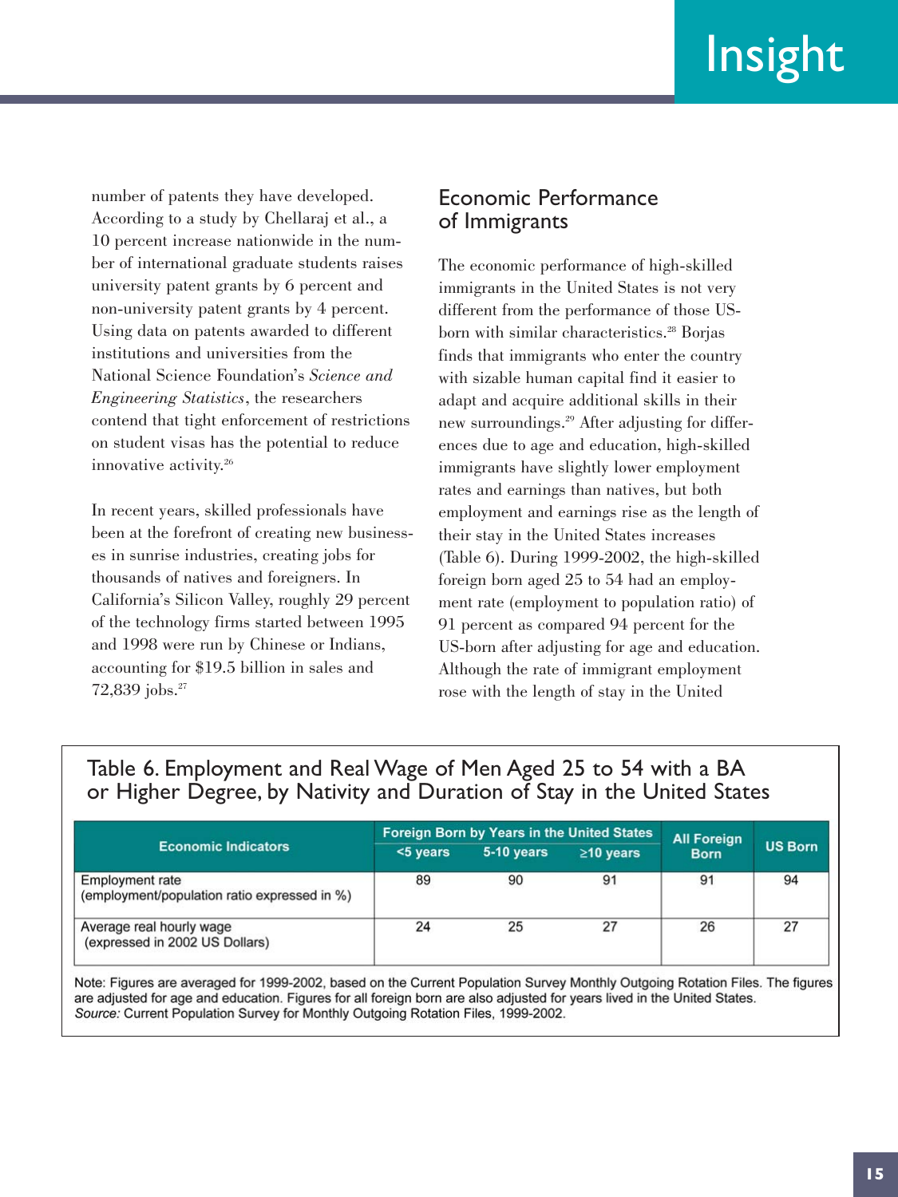number of patents they have developed. According to a study by Chellaraj et al., a 10 percent increase nationwide in the number of international graduate students raises university patent grants by 6 percent and non-university patent grants by 4 percent. Using data on patents awarded to different institutions and universities from the National Science Foundation's *Science and Engineering Statistics*, the researchers contend that tight enforcement of restrictions on student visas has the potential to reduce innovative activity.[26]

In recent years, skilled professionals have been at the forefront of creating new businesses in sunrise industries, creating jobs for thousands of natives and foreigners. In California's Silicon Valley, roughly 29 percent of the technology firms started between 1995 and 1998 were run by Chinese or Indians, accounting for $19.5 billion in sales and 72,839 jobs.[27]

## Economic Performance of Immigrants

The economic performance of high-skilled immigrants in the United States is not very different from the performance of those US-born with similar characteristics.[28] Borjas finds that immigrants who enter the country with sizable human capital find it easier to adapt and acquire additional skills in their new surroundings.[29] After adjusting for differences due to age and education, high-skilled immigrants have slightly lower employment rates and earnings than natives, but both employment and earnings rise as the length of their stay in the United States increases (Table 6). During 1999-2002, the high-skilled foreign born aged 25 to 54 had an employment rate (employment to population ratio) of 91 percent as compared 94 percent for the US-born after adjusting for age and education. Although the rate of immigrant employment rose with the length of stay in the United

### Table 6. Employment and Real Wage of Men Aged 25 to 54 with a BA or Higher Degree, by Nativity and Duration of Stay in the United States

| Economic Indicators | Foreign Born by Years in the United States | | | All Foreign Born | US Born |
|---|---|---|---|---|---|
| | <5 years | 5-10 years | ≥10 years | | |
| Employment rate (employment/population ratio expressed in %) | 89 | 90 | 91 | 91 | 94 |
| Average real hourly wage (expressed in 2002 US Dollars) | 24 | 25 | 27 | 26 | 27 |

Note: Figures are averaged for 1999-2002, based on the Current Population Survey Monthly Outgoing Rotation Files. The figures are adjusted for age and education. Figures for all foreign born are also adjusted for years lived in the United States.
*Source:* Current Population Survey for Monthly Outgoing Rotation Files, 1999-2002.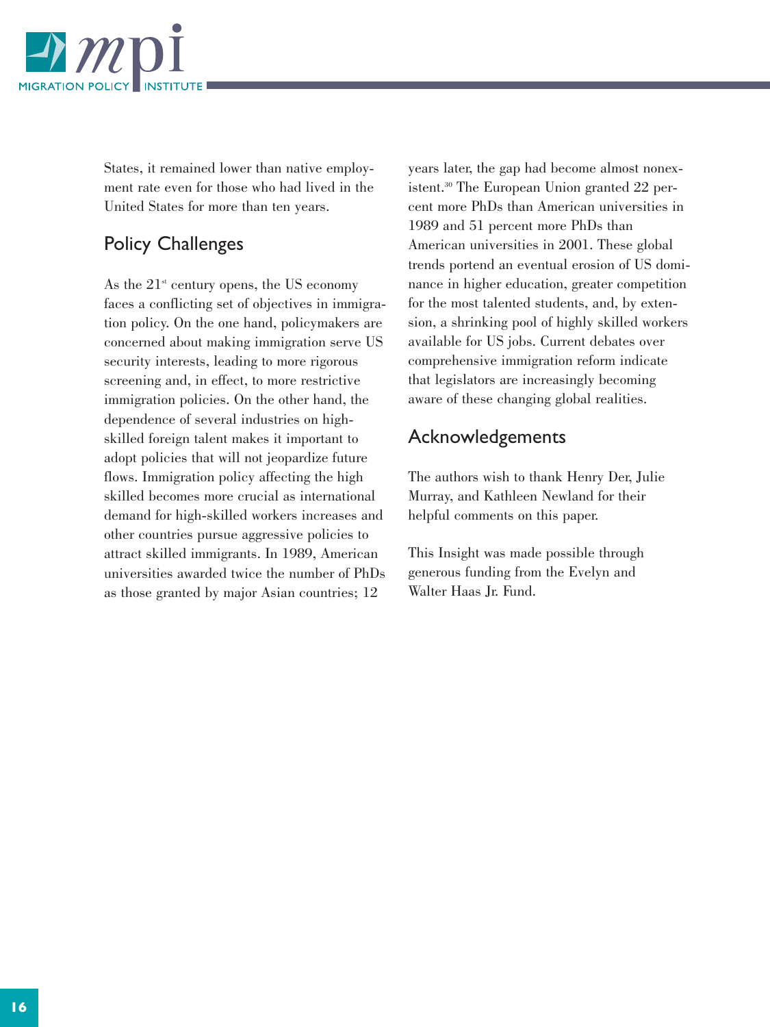States, it remained lower than native employment rate even for those who had lived in the United States for more than ten years.

## Policy Challenges

As the 21st century opens, the US economy faces a conflicting set of objectives in immigration policy. On the one hand, policymakers are concerned about making immigration serve US security interests, leading to more rigorous screening and, in effect, to more restrictive immigration policies. On the other hand, the dependence of several industries on high-skilled foreign talent makes it important to adopt policies that will not jeopardize future flows. Immigration policy affecting the high skilled becomes more crucial as international demand for high-skilled workers increases and other countries pursue aggressive policies to attract skilled immigrants. In 1989, American universities awarded twice the number of PhDs as those granted by major Asian countries; 12 years later, the gap had become almost nonexistent.[30] The European Union granted 22 percent more PhDs than American universities in 1989 and 51 percent more PhDs than American universities in 2001. These global trends portend an eventual erosion of US dominance in higher education, greater competition for the most talented students, and, by extension, a shrinking pool of highly skilled workers available for US jobs. Current debates over comprehensive immigration reform indicate that legislators are increasingly becoming aware of these changing global realities.

## Acknowledgements

The authors wish to thank Henry Der, Julie Murray, and Kathleen Newland for their helpful comments on this paper.

This Insight was made possible through generous funding from the Evelyn and Walter Haas Jr. Fund.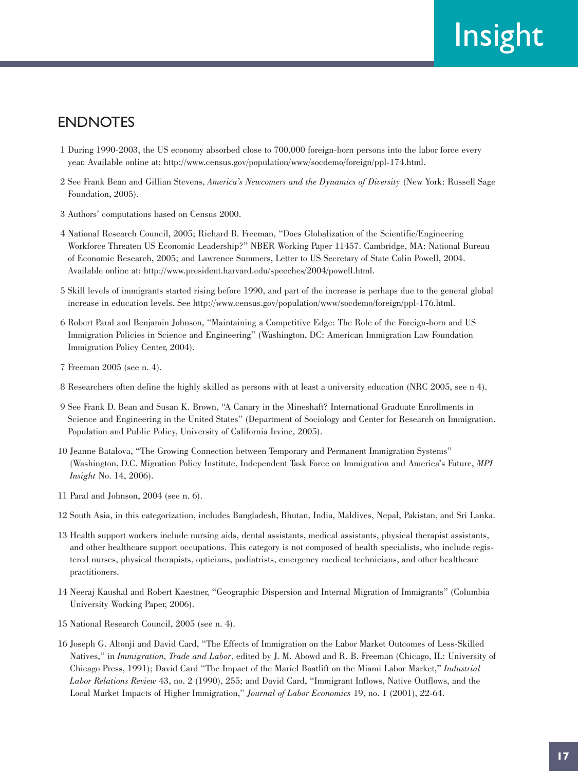## ENDNOTES

1 During 1990-2003, the US economy absorbed close to 700,000 foreign-born persons into the labor force every year. Available online at: http://www.census.gov/population/www/socdemo/foreign/ppl-174.html.

2 See Frank Bean and Gillian Stevens, *America's Newcomers and the Dynamics of Diversity* (New York: Russell Sage Foundation, 2005).

3 Authors' computations based on Census 2000.

4 National Research Council, 2005; Richard B. Freeman, "Does Globalization of the Scientific/Engineering Workforce Threaten US Economic Leadership?" NBER Working Paper 11457. Cambridge, MA: National Bureau of Economic Research, 2005; and Lawrence Summers, Letter to US Secretary of State Colin Powell, 2004. Available online at: http://www.president.harvard.edu/speeches/2004/powell.html.

5 Skill levels of immigrants started rising before 1990, and part of the increase is perhaps due to the general global increase in education levels. See http://www.census.gov/population/www/socdemo/foreign/ppl-176.html.

6 Robert Paral and Benjamin Johnson, "Maintaining a Competitive Edge: The Role of the Foreign-born and US Immigration Policies in Science and Engineering" (Washington, DC: American Immigration Law Foundation Immigration Policy Center, 2004).

7 Freeman 2005 (see n. 4).

8 Researchers often define the highly skilled as persons with at least a university education (NRC 2005, see n 4).

9 See Frank D. Bean and Susan K. Brown, "A Canary in the Mineshaft? International Graduate Enrollments in Science and Engineering in the United States" (Department of Sociology and Center for Research on Immigration. Population and Public Policy, University of California Irvine, 2005).

10 Jeanne Batalova, "The Growing Connection between Temporary and Permanent Immigration Systems" (Washington, D.C. Migration Policy Institute, Independent Task Force on Immigration and America's Future, *MPI Insight* No. 14, 2006).

11 Paral and Johnson, 2004 (see n. 6).

12 South Asia, in this categorization, includes Bangladesh, Bhutan, India, Maldives, Nepal, Pakistan, and Sri Lanka.

13 Health support workers include nursing aids, dental assistants, medical assistants, physical therapist assistants, and other healthcare support occupations. This category is not composed of health specialists, who include registered nurses, physical therapists, opticians, podiatrists, emergency medical technicians, and other healthcare practitioners.

14 Neeraj Kaushal and Robert Kaestner, "Geographic Dispersion and Internal Migration of Immigrants" (Columbia University Working Paper, 2006).

15 National Research Council, 2005 (see n. 4).

16 Joseph G. Altonji and David Card, "The Effects of Immigration on the Labor Market Outcomes of Less-Skilled Natives," in *Immigration, Trade and Labor*, edited by J. M. Abowd and R. B. Freeman (Chicago, IL: University of Chicago Press, 1991); David Card "The Impact of the Mariel Boatlift on the Miami Labor Market," *Industrial Labor Relations Review* 43, no. 2 (1990), 255; and David Card, "Immigrant Inflows, Native Outflows, and the Local Market Impacts of Higher Immigration," *Journal of Labor Economics* 19, no. 1 (2001), 22-64.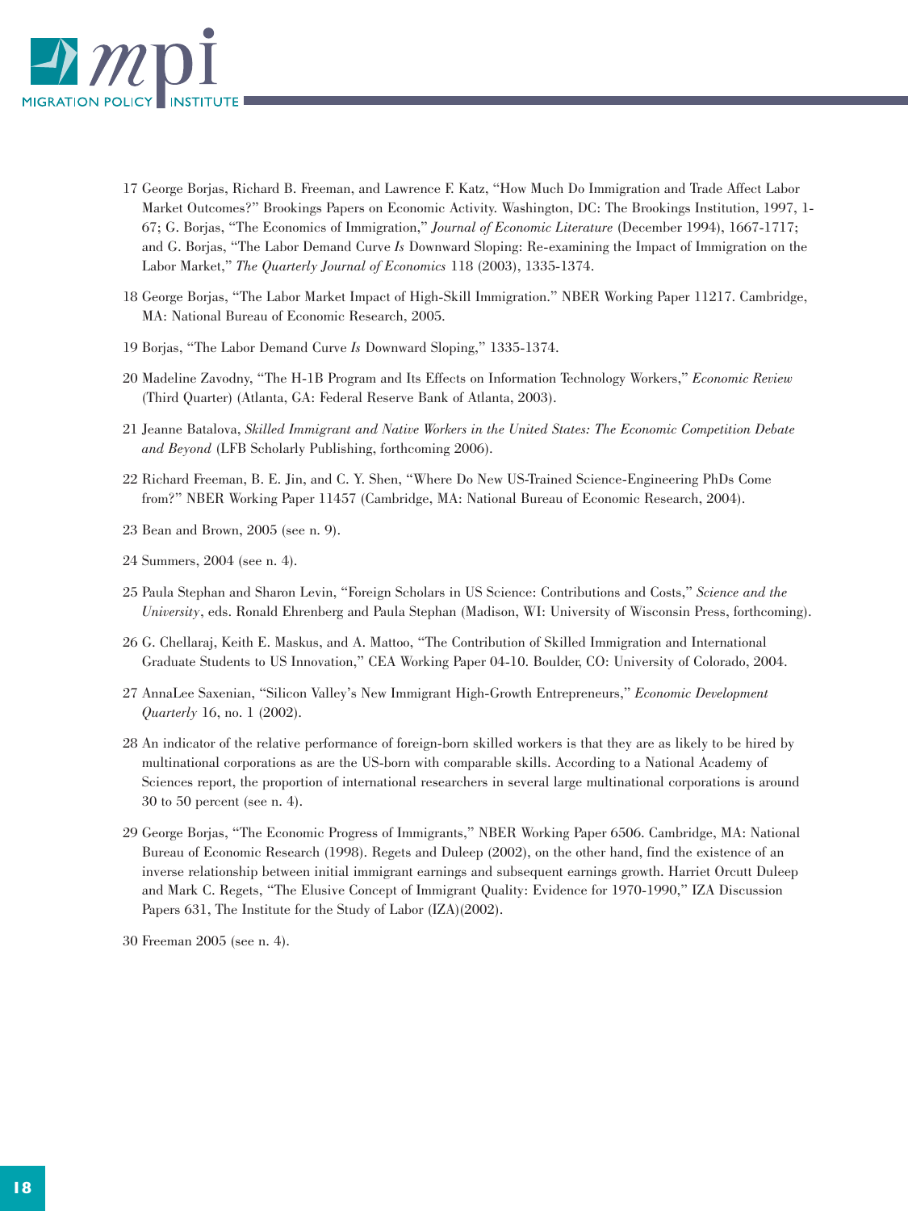17 George Borjas, Richard B. Freeman, and Lawrence F. Katz, "How Much Do Immigration and Trade Affect Labor Market Outcomes?" Brookings Papers on Economic Activity. Washington, DC: The Brookings Institution, 1997, 1-67; G. Borjas, "The Economics of Immigration," *Journal of Economic Literature* (December 1994), 1667-1717; and G. Borjas, "The Labor Demand Curve *Is* Downward Sloping: Re-examining the Impact of Immigration on the Labor Market," *The Quarterly Journal of Economics* 118 (2003), 1335-1374.

18 George Borjas, "The Labor Market Impact of High-Skill Immigration." NBER Working Paper 11217. Cambridge, MA: National Bureau of Economic Research, 2005.

19 Borjas, "The Labor Demand Curve *Is* Downward Sloping," 1335-1374.

20 Madeline Zavodny, "The H-1B Program and Its Effects on Information Technology Workers," *Economic Review* (Third Quarter) (Atlanta, GA: Federal Reserve Bank of Atlanta, 2003).

21 Jeanne Batalova, *Skilled Immigrant and Native Workers in the United States: The Economic Competition Debate and Beyond* (LFB Scholarly Publishing, forthcoming 2006).

22 Richard Freeman, B. E. Jin, and C. Y. Shen, "Where Do New US-Trained Science-Engineering PhDs Come from?" NBER Working Paper 11457 (Cambridge, MA: National Bureau of Economic Research, 2004).

23 Bean and Brown, 2005 (see n. 9).

24 Summers, 2004 (see n. 4).

25 Paula Stephan and Sharon Levin, "Foreign Scholars in US Science: Contributions and Costs," *Science and the University*, eds. Ronald Ehrenberg and Paula Stephan (Madison, WI: University of Wisconsin Press, forthcoming).

26 G. Chellaraj, Keith E. Maskus, and A. Mattoo, "The Contribution of Skilled Immigration and International Graduate Students to US Innovation," CEA Working Paper 04-10. Boulder, CO: University of Colorado, 2004.

27 AnnaLee Saxenian, "Silicon Valley's New Immigrant High-Growth Entrepreneurs," *Economic Development Quarterly* 16, no. 1 (2002).

28 An indicator of the relative performance of foreign-born skilled workers is that they are as likely to be hired by multinational corporations as are the US-born with comparable skills. According to a National Academy of Sciences report, the proportion of international researchers in several large multinational corporations is around 30 to 50 percent (see n. 4).

29 George Borjas, "The Economic Progress of Immigrants," NBER Working Paper 6506. Cambridge, MA: National Bureau of Economic Research (1998). Regets and Duleep (2002), on the other hand, find the existence of an inverse relationship between initial immigrant earnings and subsequent earnings growth. Harriet Orcutt Duleep and Mark C. Regets, "The Elusive Concept of Immigrant Quality: Evidence for 1970-1990," IZA Discussion Papers 631, The Institute for the Study of Labor (IZA)(2002).

30 Freeman 2005 (see n. 4).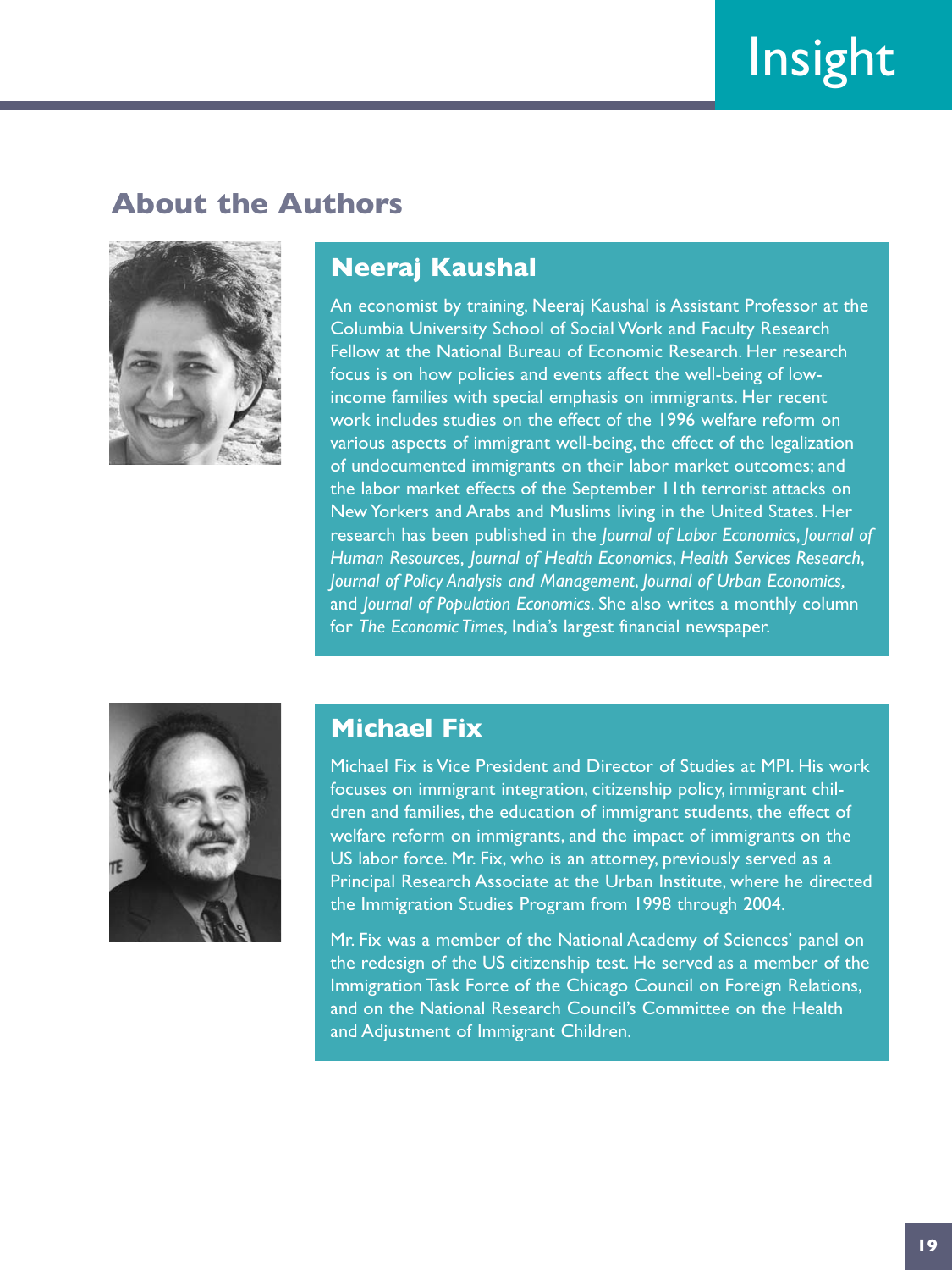## About the Authors

### Neeraj Kaushal

An economist by training, Neeraj Kaushal is Assistant Professor at the Columbia University School of Social Work and Faculty Research Fellow at the National Bureau of Economic Research. Her research focus is on how policies and events affect the well-being of low-income families with special emphasis on immigrants. Her recent work includes studies on the effect of the 1996 welfare reform on various aspects of immigrant well-being, the effect of the legalization of undocumented immigrants on their labor market outcomes; and the labor market effects of the September 11th terrorist attacks on New Yorkers and Arabs and Muslims living in the United States. Her research has been published in the *Journal of Labor Economics*, *Journal of Human Resources*, *Journal of Health Economics*, *Health Services Research*, *Journal of Policy Analysis and Management*, *Journal of Urban Economics*, and *Journal of Population Economics*. She also writes a monthly column for *The Economic Times*, India's largest financial newspaper.

### Michael Fix

Michael Fix is Vice President and Director of Studies at MPI. His work focuses on immigrant integration, citizenship policy, immigrant children and families, the education of immigrant students, the effect of welfare reform on immigrants, and the impact of immigrants on the US labor force. Mr. Fix, who is an attorney, previously served as a Principal Research Associate at the Urban Institute, where he directed the Immigration Studies Program from 1998 through 2004.

Mr. Fix was a member of the National Academy of Sciences' panel on the redesign of the US citizenship test. He served as a member of the Immigration Task Force of the Chicago Council on Foreign Relations, and on the National Research Council's Committee on the Health and Adjustment of Immigrant Children.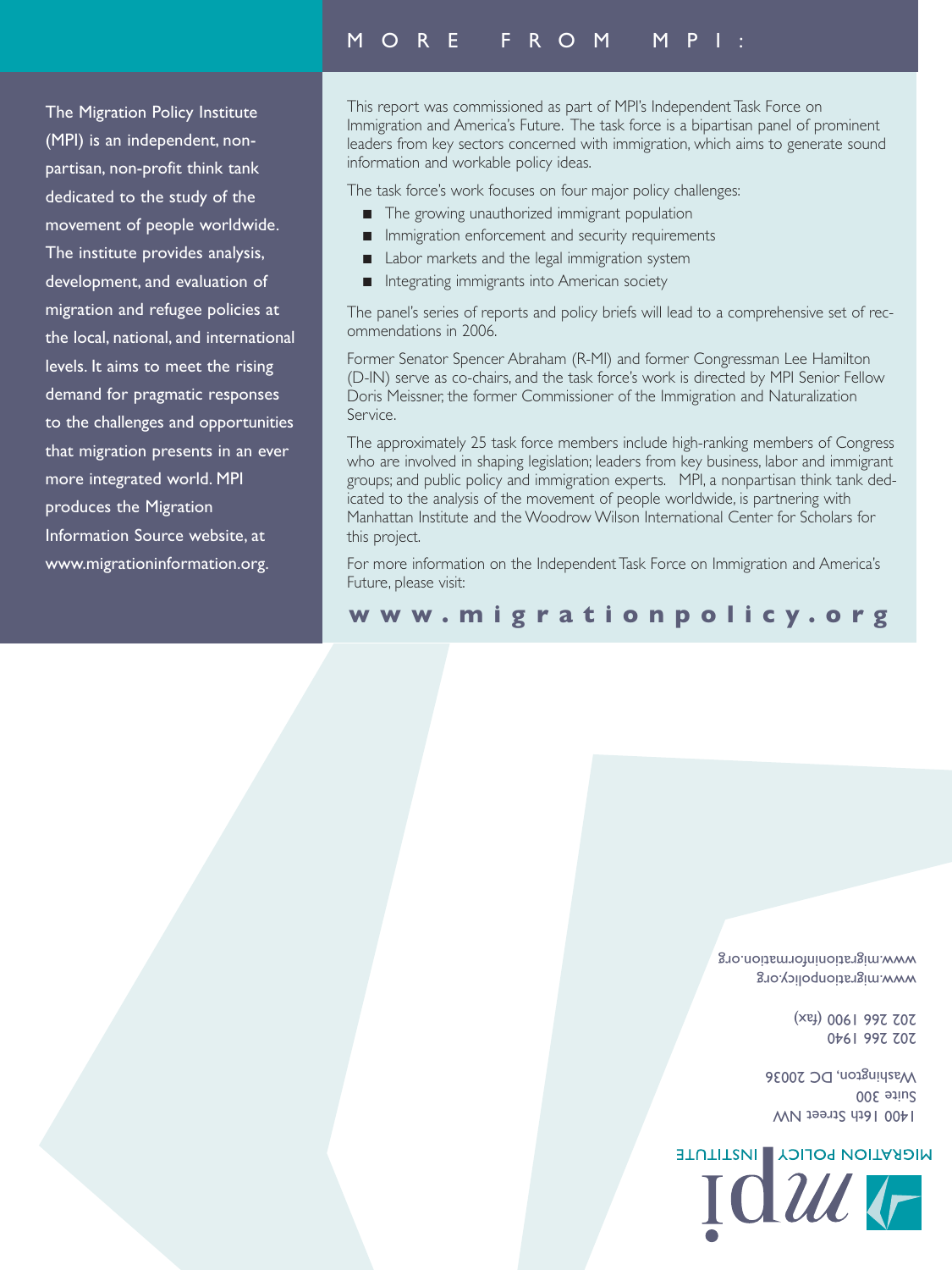# MORE FROM MPI:

The Migration Policy Institute (MPI) is an independent, non-partisan, non-profit think tank dedicated to the study of the movement of people worldwide. The institute provides analysis, development, and evaluation of migration and refugee policies at the local, national, and international levels. It aims to meet the rising demand for pragmatic responses to the challenges and opportunities that migration presents in an ever more integrated world. MPI produces the Migration Information Source website, at www.migrationinformation.org.

This report was commissioned as part of MPI's Independent Task Force on Immigration and America's Future. The task force is a bipartisan panel of prominent leaders from key sectors concerned with immigration, which aims to generate sound information and workable policy ideas.

The task force's work focuses on four major policy challenges:

- The growing unauthorized immigrant population
- Immigration enforcement and security requirements
- Labor markets and the legal immigration system
- Integrating immigrants into American society

The panel's series of reports and policy briefs will lead to a comprehensive set of recommendations in 2006.

Former Senator Spencer Abraham (R-MI) and former Congressman Lee Hamilton (D-IN) serve as co-chairs, and the task force's work is directed by MPI Senior Fellow Doris Meissner, the former Commissioner of the Immigration and Naturalization Service.

The approximately 25 task force members include high-ranking members of Congress who are involved in shaping legislation; leaders from key business, labor and immigrant groups; and public policy and immigration experts. MPI, a nonpartisan think tank dedicated to the analysis of the movement of people worldwide, is partnering with Manhattan Institute and the Woodrow Wilson International Center for Scholars for this project.

For more information on the Independent Task Force on Immigration and America's Future, please visit:

**www.migrationpolicy.org**

MIGRATION POLICY INSTITUTE

1400 16th Street NW
Suite 300
Washington, DC 20036

202 266 1940
202 266 1900 (fax)

www.migrationpolicy.org
www.migrationinformation.org